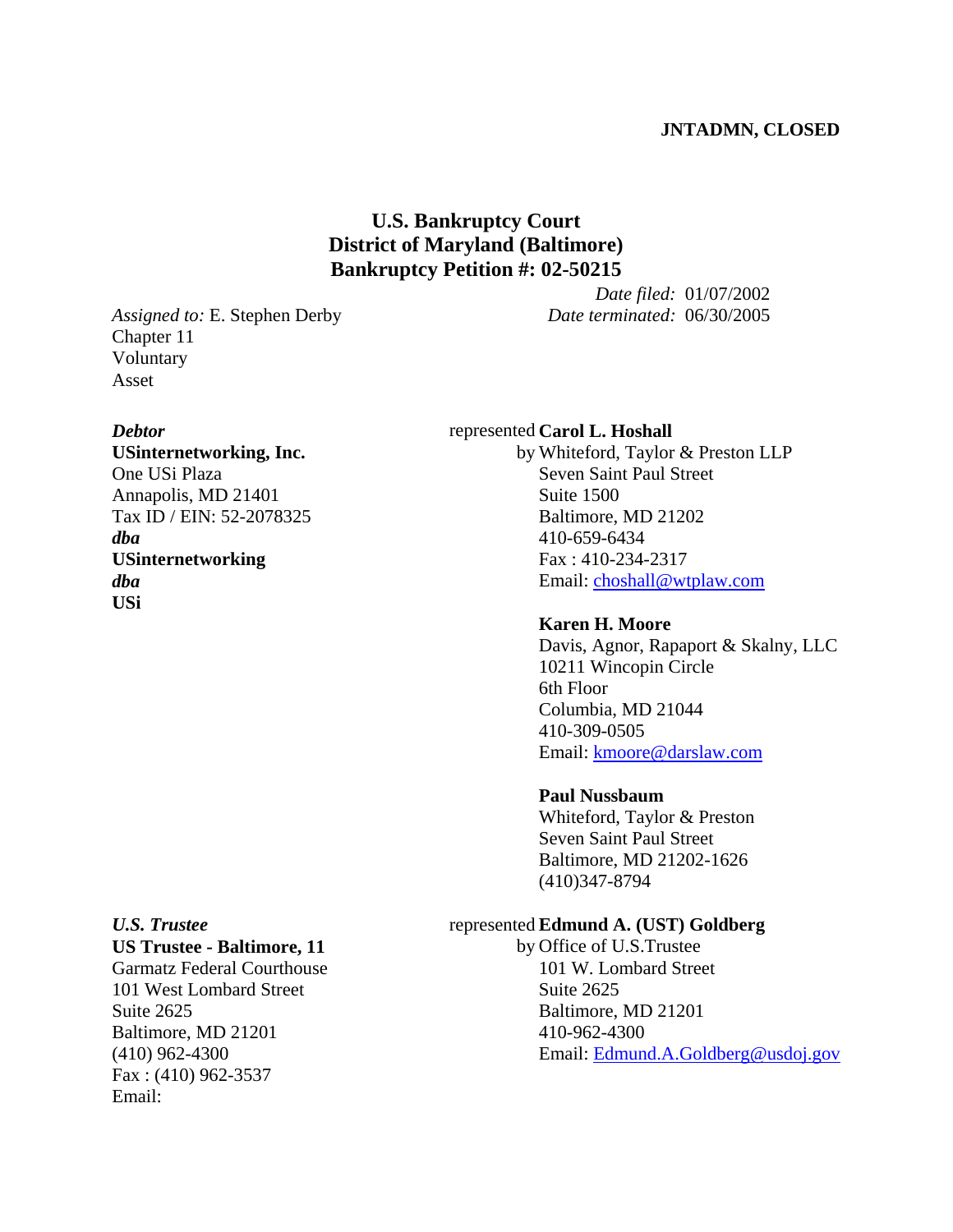**JNTADMN, CLOSED**

# U.S. Bankruptcy Court
## District of Maryland (Baltimore)
## Bankruptcy Petition #: 02-50215

*Assigned to:* E. Stephen Derby
Chapter 11
Voluntary
Asset

*Date filed:* 01/07/2002
*Date terminated:* 06/30/2005

***Debtor***
**USinternetworking, Inc.**
One USi Plaza
Annapolis, MD 21401
Tax ID / EIN: 52-2078325
***dba***
**USinternetworking**
***dba***
**USi**

represented by **Carol L. Hoshall**
Whiteford, Taylor & Preston LLP
Seven Saint Paul Street
Suite 1500
Baltimore, MD 21202
410-659-6434
Fax : 410-234-2317
Email: choshall@wtplaw.com

**Karen H. Moore**
Davis, Agnor, Rapaport & Skalny, LLC
10211 Wincopin Circle
6th Floor
Columbia, MD 21044
410-309-0505
Email: kmoore@darslaw.com

**Paul Nussbaum**
Whiteford, Taylor & Preston
Seven Saint Paul Street
Baltimore, MD 21202-1626
(410)347-8794

***U.S. Trustee***
**US Trustee - Baltimore, 11**
Garmatz Federal Courthouse
101 West Lombard Street
Suite 2625
Baltimore, MD 21201
(410) 962-4300
Fax : (410) 962-3537
Email:

represented by **Edmund A. (UST) Goldberg**
Office of U.S.Trustee
101 W. Lombard Street
Suite 2625
Baltimore, MD 21201
410-962-4300
Email: Edmund.A.Goldberg@usdoj.gov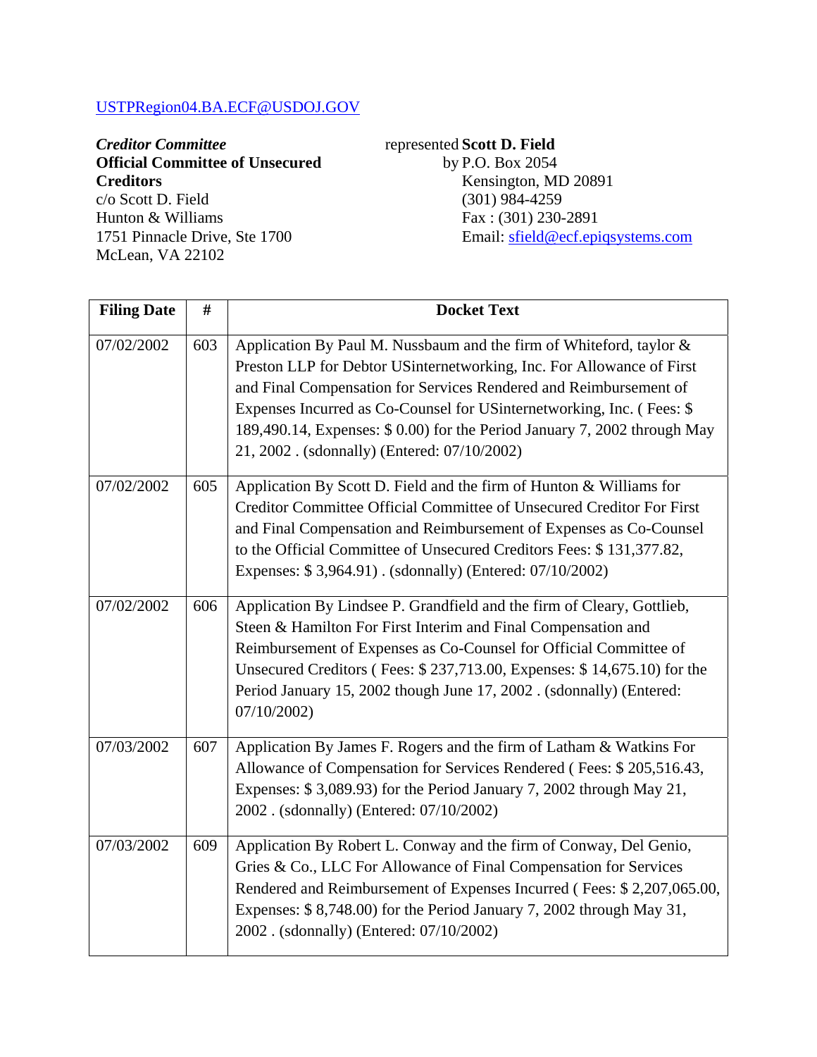USTPRegion04.BA.ECF@USDOJ.GOV

| | | |
|---|---|---|
| ***Creditor Committee***<br>**Official Committee of Unsecured Creditors**<br>c/o Scott D. Field<br>Hunton & Williams<br>1751 Pinnacle Drive, Ste 1700<br>McLean, VA 22102 | represented by | **Scott D. Field**<br>P.O. Box 2054<br>Kensington, MD 20891<br>(301) 984-4259<br>Fax : (301) 230-2891<br>Email: sfield@ecf.epiqsystems.com |

| Filing Date | # | Docket Text |
|---|---|---|
| 07/02/2002 | 603 | Application By Paul M. Nussbaum and the firm of Whiteford, taylor & Preston LLP for Debtor USinternetworking, Inc. For Allowance of First and Final Compensation for Services Rendered and Reimbursement of Expenses Incurred as Co-Counsel for USinternetworking, Inc. ( Fees: $ 189,490.14, Expenses: $ 0.00) for the Period January 7, 2002 through May 21, 2002 . (sdonnally) (Entered: 07/10/2002) |
| 07/02/2002 | 605 | Application By Scott D. Field and the firm of Hunton & Williams for Creditor Committee Official Committee of Unsecured Creditor For First and Final Compensation and Reimbursement of Expenses as Co-Counsel to the Official Committee of Unsecured Creditors Fees: $ 131,377.82, Expenses: $ 3,964.91) . (sdonnally) (Entered: 07/10/2002) |
| 07/02/2002 | 606 | Application By Lindsee P. Grandfield and the firm of Cleary, Gottlieb, Steen & Hamilton For First Interim and Final Compensation and Reimbursement of Expenses as Co-Counsel for Official Committee of Unsecured Creditors ( Fees: $ 237,713.00, Expenses: $ 14,675.10) for the Period January 15, 2002 though June 17, 2002 . (sdonnally) (Entered: 07/10/2002) |
| 07/03/2002 | 607 | Application By James F. Rogers and the firm of Latham & Watkins For Allowance of Compensation for Services Rendered ( Fees: $ 205,516.43, Expenses: $ 3,089.93) for the Period January 7, 2002 through May 21, 2002 . (sdonnally) (Entered: 07/10/2002) |
| 07/03/2002 | 609 | Application By Robert L. Conway and the firm of Conway, Del Genio, Gries & Co., LLC For Allowance of Final Compensation for Services Rendered and Reimbursement of Expenses Incurred ( Fees: $ 2,207,065.00, Expenses: $ 8,748.00) for the Period January 7, 2002 through May 31, 2002 . (sdonnally) (Entered: 07/10/2002) |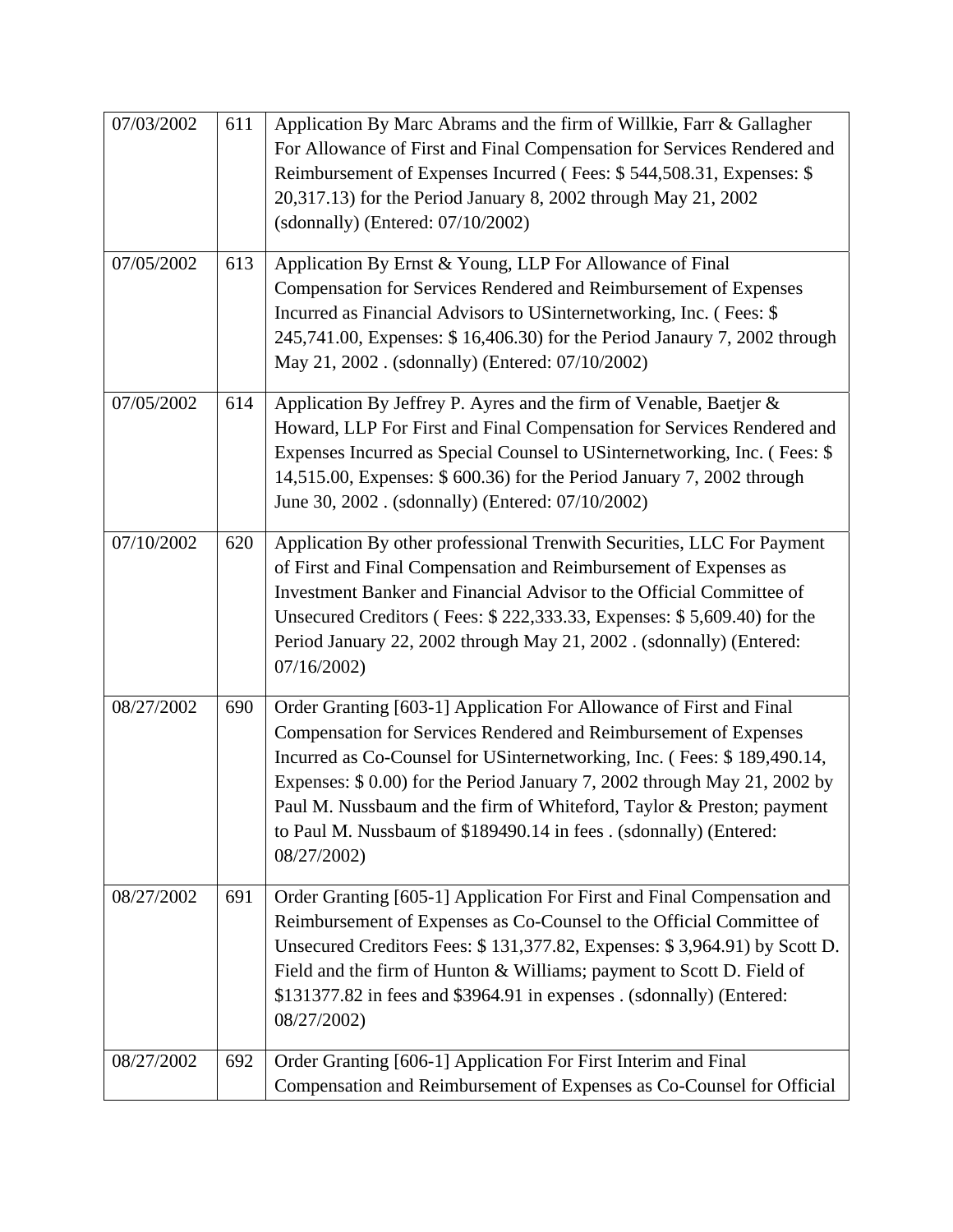| | | |
|---|---|---|
| 07/03/2002 | 611 | Application By Marc Abrams and the firm of Willkie, Farr & Gallagher For Allowance of First and Final Compensation for Services Rendered and Reimbursement of Expenses Incurred ( Fees: $ 544,508.31, Expenses: $ 20,317.13) for the Period January 8, 2002 through May 21, 2002 (sdonnally) (Entered: 07/10/2002) |
| 07/05/2002 | 613 | Application By Ernst & Young, LLP For Allowance of Final Compensation for Services Rendered and Reimbursement of Expenses Incurred as Financial Advisors to USinternetworking, Inc. ( Fees: $ 245,741.00, Expenses: $ 16,406.30) for the Period Janaury 7, 2002 through May 21, 2002 . (sdonnally) (Entered: 07/10/2002) |
| 07/05/2002 | 614 | Application By Jeffrey P. Ayres and the firm of Venable, Baetjer & Howard, LLP For First and Final Compensation for Services Rendered and Expenses Incurred as Special Counsel to USinternetworking, Inc. ( Fees: $ 14,515.00, Expenses: $ 600.36) for the Period January 7, 2002 through June 30, 2002 . (sdonnally) (Entered: 07/10/2002) |
| 07/10/2002 | 620 | Application By other professional Trenwith Securities, LLC For Payment of First and Final Compensation and Reimbursement of Expenses as Investment Banker and Financial Advisor to the Official Committee of Unsecured Creditors ( Fees: $ 222,333.33, Expenses: $ 5,609.40) for the Period January 22, 2002 through May 21, 2002 . (sdonnally) (Entered: 07/16/2002) |
| 08/27/2002 | 690 | Order Granting [603-1] Application For Allowance of First and Final Compensation for Services Rendered and Reimbursement of Expenses Incurred as Co-Counsel for USinternetworking, Inc. ( Fees: $ 189,490.14, Expenses: $ 0.00) for the Period January 7, 2002 through May 21, 2002 by Paul M. Nussbaum and the firm of Whiteford, Taylor & Preston; payment to Paul M. Nussbaum of $189490.14 in fees . (sdonnally) (Entered: 08/27/2002) |
| 08/27/2002 | 691 | Order Granting [605-1] Application For First and Final Compensation and Reimbursement of Expenses as Co-Counsel to the Official Committee of Unsecured Creditors Fees: $ 131,377.82, Expenses: $ 3,964.91) by Scott D. Field and the firm of Hunton & Williams; payment to Scott D. Field of $131377.82 in fees and $3964.91 in expenses . (sdonnally) (Entered: 08/27/2002) |
| 08/27/2002 | 692 | Order Granting [606-1] Application For First Interim and Final Compensation and Reimbursement of Expenses as Co-Counsel for Official |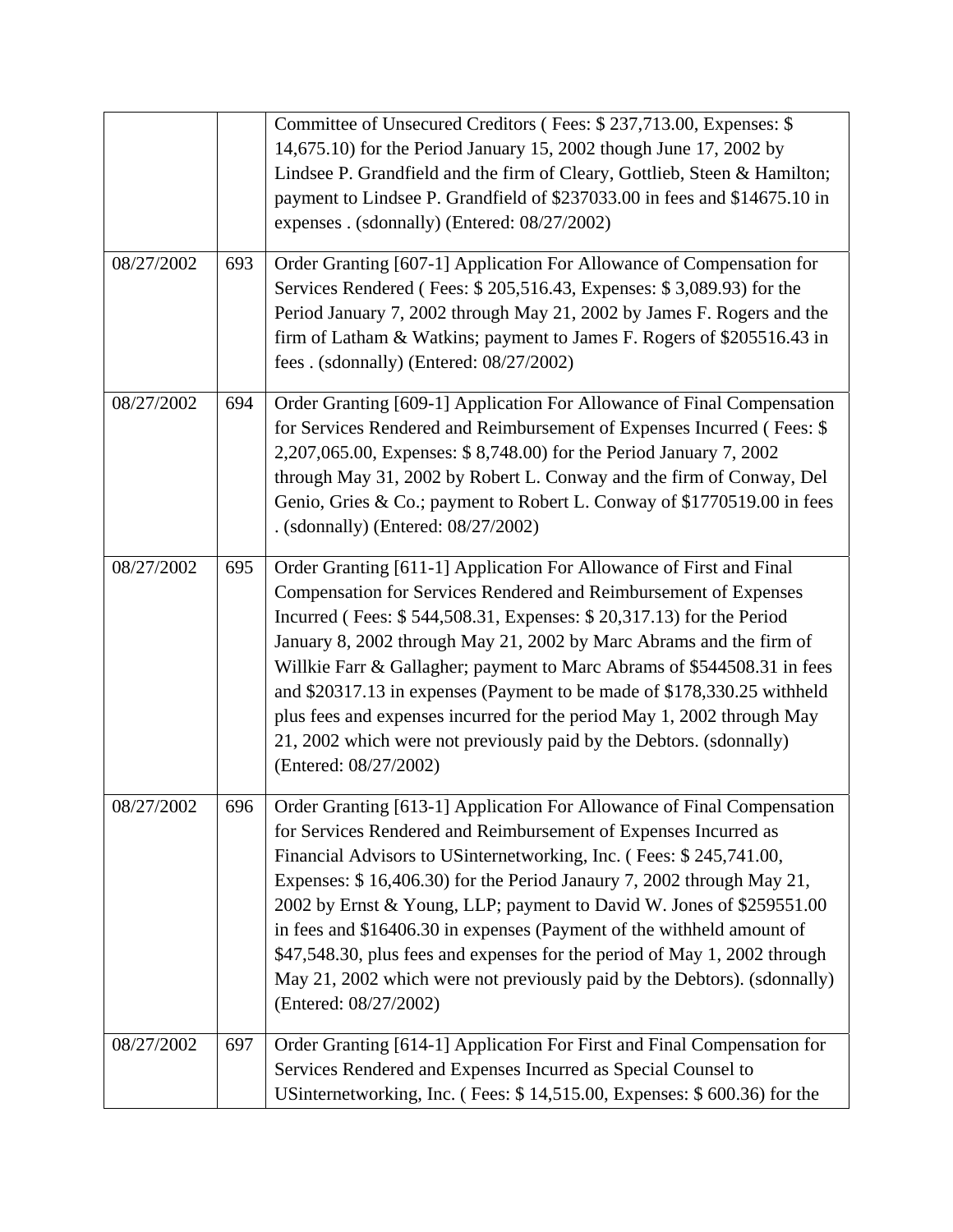| | | |
|---|---|---|
| | | Committee of Unsecured Creditors ( Fees: $ 237,713.00, Expenses: $ 14,675.10) for the Period January 15, 2002 though June 17, 2002 by Lindsee P. Grandfield and the firm of Cleary, Gottlieb, Steen & Hamilton; payment to Lindsee P. Grandfield of $237033.00 in fees and $14675.10 in expenses . (sdonnally) (Entered: 08/27/2002) |
| 08/27/2002 | 693 | Order Granting [607-1] Application For Allowance of Compensation for Services Rendered ( Fees: $ 205,516.43, Expenses: $ 3,089.93) for the Period January 7, 2002 through May 21, 2002 by James F. Rogers and the firm of Latham & Watkins; payment to James F. Rogers of $205516.43 in fees . (sdonnally) (Entered: 08/27/2002) |
| 08/27/2002 | 694 | Order Granting [609-1] Application For Allowance of Final Compensation for Services Rendered and Reimbursement of Expenses Incurred ( Fees: $ 2,207,065.00, Expenses: $ 8,748.00) for the Period January 7, 2002 through May 31, 2002 by Robert L. Conway and the firm of Conway, Del Genio, Gries & Co.; payment to Robert L. Conway of $1770519.00 in fees . (sdonnally) (Entered: 08/27/2002) |
| 08/27/2002 | 695 | Order Granting [611-1] Application For Allowance of First and Final Compensation for Services Rendered and Reimbursement of Expenses Incurred ( Fees: $ 544,508.31, Expenses: $ 20,317.13) for the Period January 8, 2002 through May 21, 2002 by Marc Abrams and the firm of Willkie Farr & Gallagher; payment to Marc Abrams of $544508.31 in fees and $20317.13 in expenses (Payment to be made of $178,330.25 withheld plus fees and expenses incurred for the period May 1, 2002 through May 21, 2002 which were not previously paid by the Debtors. (sdonnally) (Entered: 08/27/2002) |
| 08/27/2002 | 696 | Order Granting [613-1] Application For Allowance of Final Compensation for Services Rendered and Reimbursement of Expenses Incurred as Financial Advisors to USinternetworking, Inc. ( Fees: $ 245,741.00, Expenses: $ 16,406.30) for the Period Janaury 7, 2002 through May 21, 2002 by Ernst & Young, LLP; payment to David W. Jones of $259551.00 in fees and $16406.30 in expenses (Payment of the withheld amount of $47,548.30, plus fees and expenses for the period of May 1, 2002 through May 21, 2002 which were not previously paid by the Debtors). (sdonnally) (Entered: 08/27/2002) |
| 08/27/2002 | 697 | Order Granting [614-1] Application For First and Final Compensation for Services Rendered and Expenses Incurred as Special Counsel to USinternetworking, Inc. ( Fees: $ 14,515.00, Expenses: $ 600.36) for the |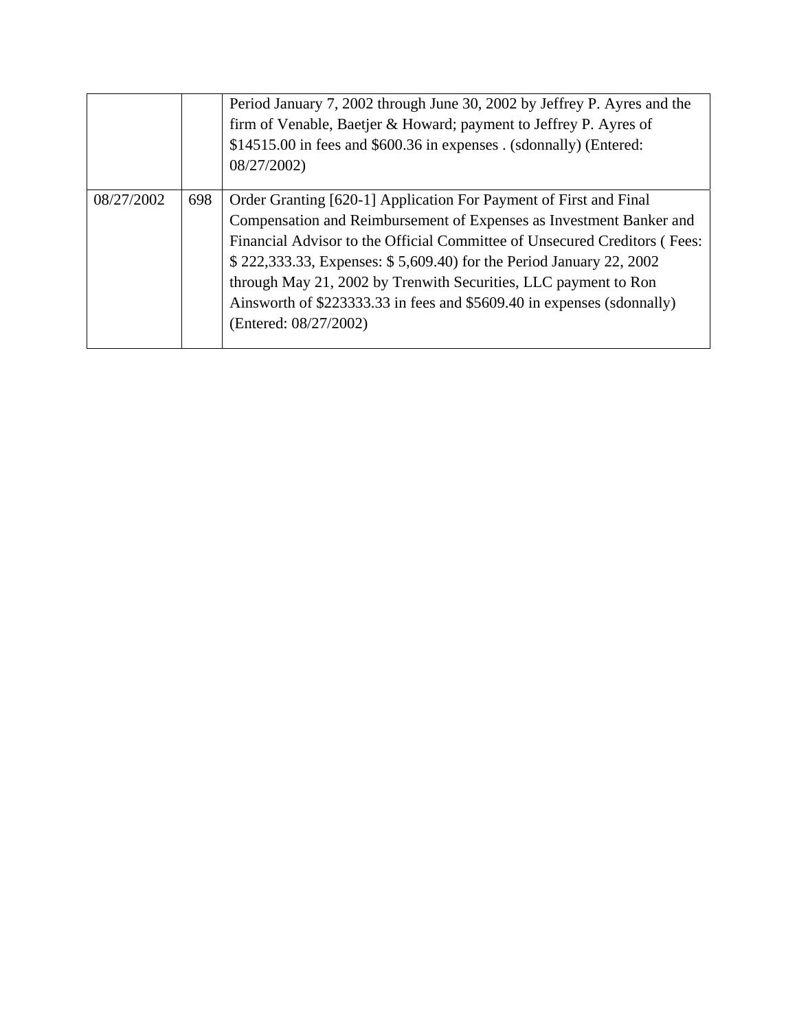| | | |
|---|---|---|
| | | Period January 7, 2002 through June 30, 2002 by Jeffrey P. Ayres and the firm of Venable, Baetjer & Howard; payment to Jeffrey P. Ayres of $14515.00 in fees and $600.36 in expenses . (sdonnally) (Entered: 08/27/2002) |
| 08/27/2002 | 698 | Order Granting [620-1] Application For Payment of First and Final Compensation and Reimbursement of Expenses as Investment Banker and Financial Advisor to the Official Committee of Unsecured Creditors ( Fees: $ 222,333.33, Expenses: $ 5,609.40) for the Period January 22, 2002 through May 21, 2002 by Trenwith Securities, LLC payment to Ron Ainsworth of $223333.33 in fees and $5609.40 in expenses (sdonnally) (Entered: 08/27/2002) |